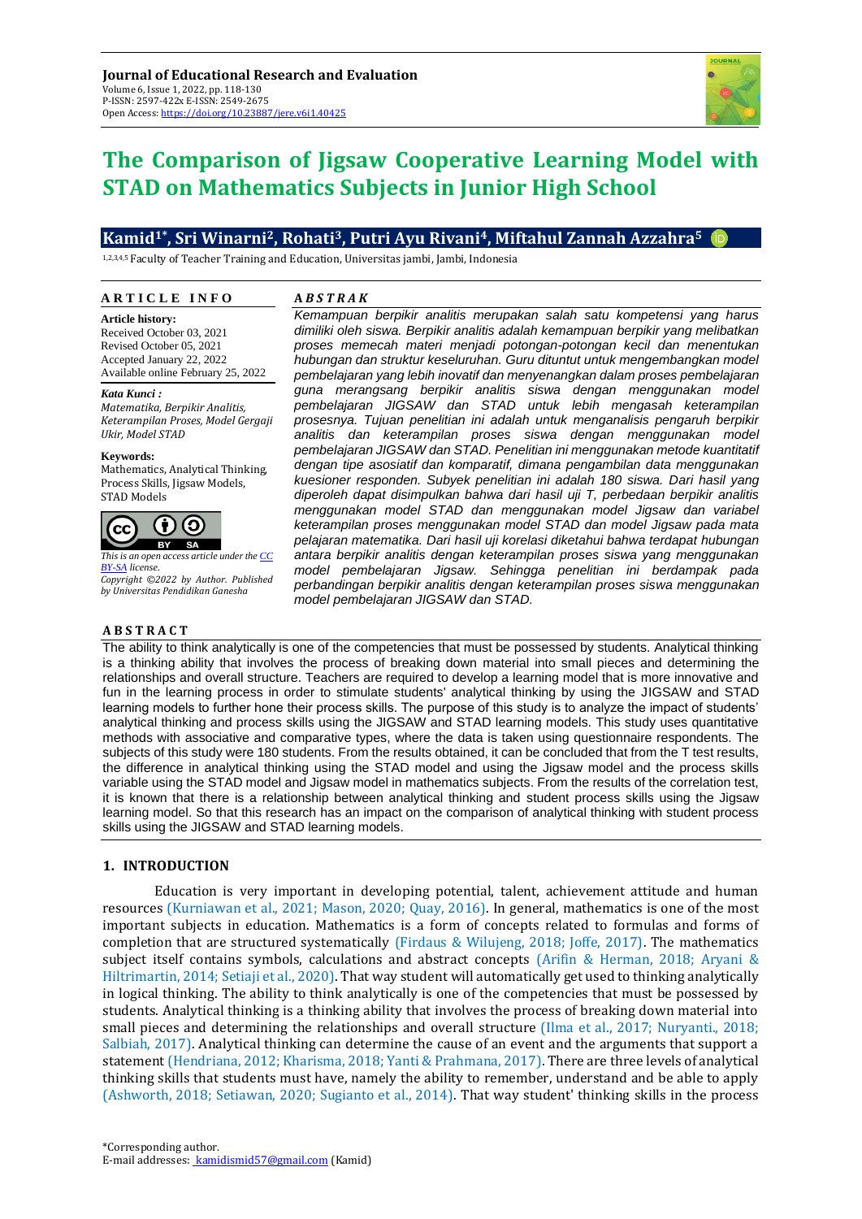**Journal of Educational Research and Evaluation**
Volume 6, Issue 1, 2022, pp. 118-130
P-ISSN: 2597-422x E-ISSN: 2549-2675
Open Access: https://doi.org/10.23887/jere.v6i1.40425

# The Comparison of Jigsaw Cooperative Learning Model with STAD on Mathematics Subjects in Junior High School

**Kamid[1*], Sri Winarni[2], Rohati[3], Putri Ayu Rivani[4], Miftahul Zannah Azzahra[5]**

[1,2,3,4,5] Faculty of Teacher Training and Education, Universitas jambi, Jambi, Indonesia

## ARTICLE INFO

**Article history:**
Received October 03, 2021
Revised October 05, 2021
Accepted January 22, 2022
Available online February 25, 2022

***Kata Kunci :***
*Matematika, Berpikir Analitis, Keterampilan Proses, Model Gergaji Ukir, Model STAD*

**Keywords:**
Mathematics, Analytical Thinking, Process Skills, Jigsaw Models, STAD Models

*This is an open access article under the CC BY-SA license.*
*Copyright ©2022 by Author. Published by Universitas Pendidikan Ganesha*

## ABSTRAK

*Kemampuan berpikir analitis merupakan salah satu kompetensi yang harus dimiliki oleh siswa. Berpikir analitis adalah kemampuan berpikir yang melibatkan proses memecah materi menjadi potongan-potongan kecil dan menentukan hubungan dan struktur keseluruhan. Guru dituntut untuk mengembangkan model pembelajaran yang lebih inovatif dan menyenangkan dalam proses pembelajaran guna merangsang berpikir analitis siswa dengan menggunakan model pembelajaran JIGSAW dan STAD untuk lebih mengasah keterampilan prosesnya. Tujuan penelitian ini adalah untuk menganalisis pengaruh berpikir analitis dan keterampilan proses siswa dengan menggunakan model pembelajaran JIGSAW dan STAD. Penelitian ini menggunakan metode kuantitatif dengan tipe asosiatif dan komparatif, dimana pengambilan data menggunakan kuesioner responden. Subyek penelitian ini adalah 180 siswa. Dari hasil yang diperoleh dapat disimpulkan bahwa dari hasil uji T, perbedaan berpikir analitis menggunakan model STAD dan menggunakan model Jigsaw dan variabel keterampilan proses menggunakan model STAD dan model Jigsaw pada mata pelajaran matematika. Dari hasil uji korelasi diketahui bahwa terdapat hubungan antara berpikir analitis dengan keterampilan proses siswa yang menggunakan model pembelajaran Jigsaw. Sehingga penelitian ini berdampak pada perbandingan berpikir analitis dengan keterampilan proses siswa menggunakan model pembelajaran JIGSAW dan STAD.*

## ABSTRACT

The ability to think analytically is one of the competencies that must be possessed by students. Analytical thinking is a thinking ability that involves the process of breaking down material into small pieces and determining the relationships and overall structure. Teachers are required to develop a learning model that is more innovative and fun in the learning process in order to stimulate students' analytical thinking by using the JIGSAW and STAD learning models to further hone their process skills. The purpose of this study is to analyze the impact of students' analytical thinking and process skills using the JIGSAW and STAD learning models. This study uses quantitative methods with associative and comparative types, where the data is taken using questionnaire respondents. The subjects of this study were 180 students. From the results obtained, it can be concluded that from the T test results, the difference in analytical thinking using the STAD model and using the Jigsaw model and the process skills variable using the STAD model and Jigsaw model in mathematics subjects. From the results of the correlation test, it is known that there is a relationship between analytical thinking and student process skills using the Jigsaw learning model. So that this research has an impact on the comparison of analytical thinking with student process skills using the JIGSAW and STAD learning models.

## 1. INTRODUCTION

Education is very important in developing potential, talent, achievement attitude and human resources (Kurniawan et al., 2021; Mason, 2020; Quay, 2016). In general, mathematics is one of the most important subjects in education. Mathematics is a form of concepts related to formulas and forms of completion that are structured systematically (Firdaus & Wilujeng, 2018; Joffe, 2017). The mathematics subject itself contains symbols, calculations and abstract concepts (Arifin & Herman, 2018; Aryani & Hiltrimartin, 2014; Setiaji et al., 2020). That way student will automatically get used to thinking analytically in logical thinking. The ability to think analytically is one of the competencies that must be possessed by students. Analytical thinking is a thinking ability that involves the process of breaking down material into small pieces and determining the relationships and overall structure (Ilma et al., 2017; Nuryanti., 2018; Salbiah, 2017). Analytical thinking can determine the cause of an event and the arguments that support a statement (Hendriana, 2012; Kharisma, 2018; Yanti & Prahmana, 2017). There are three levels of analytical thinking skills that students must have, namely the ability to remember, understand and be able to apply (Ashworth, 2018; Setiawan, 2020; Sugianto et al., 2014). That way student' thinking skills in the process

*Corresponding author.
E-mail addresses: kamidismid57@gmail.com (Kamid)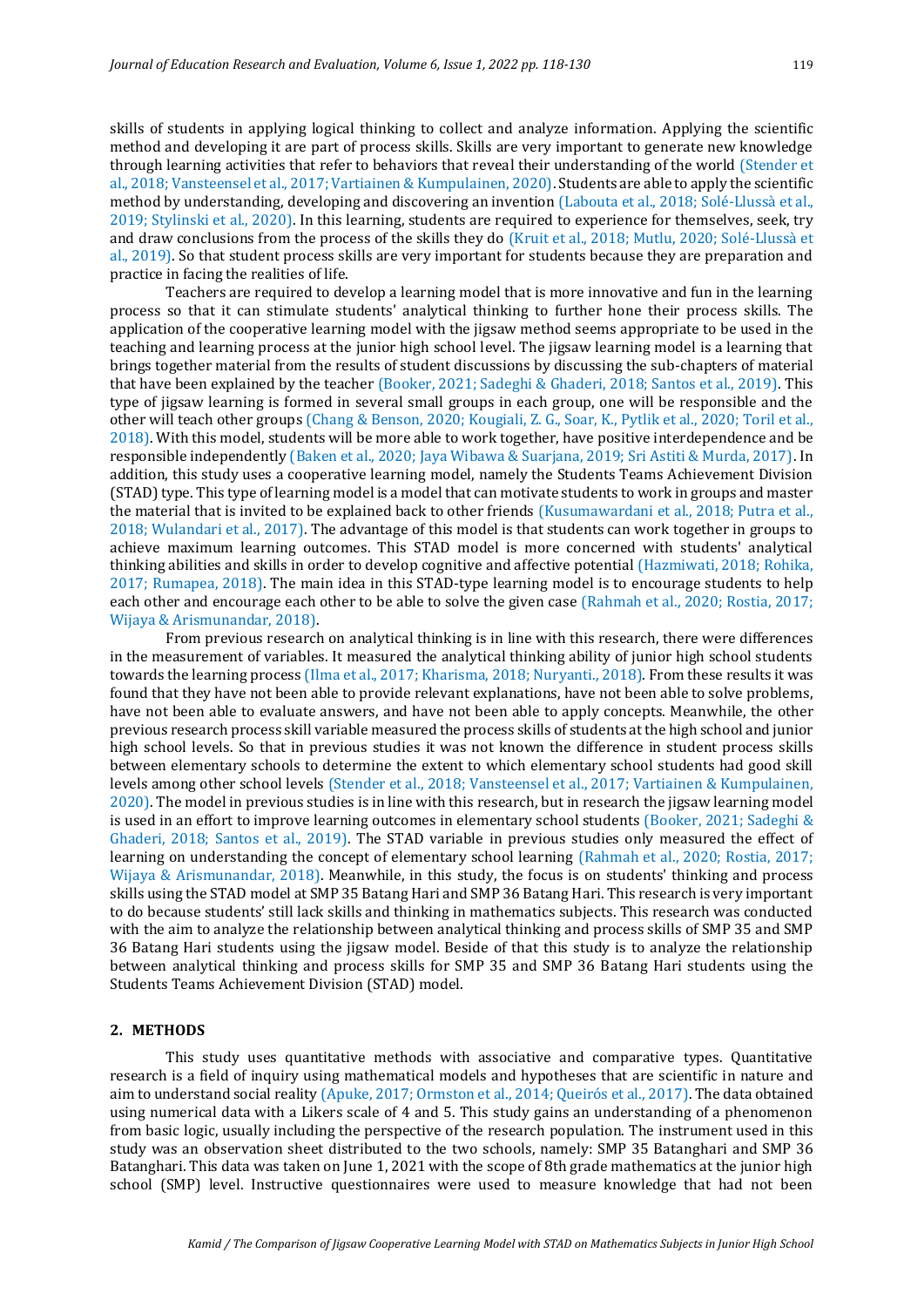skills of students in applying logical thinking to collect and analyze information. Applying the scientific method and developing it are part of process skills. Skills are very important to generate new knowledge through learning activities that refer to behaviors that reveal their understanding of the world (Stender et al., 2018; Vansteensel et al., 2017; Vartiainen & Kumpulainen, 2020). Students are able to apply the scientific method by understanding, developing and discovering an invention (Labouta et al., 2018; Solé-Llussà et al., 2019; Stylinski et al., 2020). In this learning, students are required to experience for themselves, seek, try and draw conclusions from the process of the skills they do (Kruit et al., 2018; Mutlu, 2020; Solé-Llussà et al., 2019). So that student process skills are very important for students because they are preparation and practice in facing the realities of life.

Teachers are required to develop a learning model that is more innovative and fun in the learning process so that it can stimulate students' analytical thinking to further hone their process skills. The application of the cooperative learning model with the jigsaw method seems appropriate to be used in the teaching and learning process at the junior high school level. The jigsaw learning model is a learning that brings together material from the results of student discussions by discussing the sub-chapters of material that have been explained by the teacher (Booker, 2021; Sadeghi & Ghaderi, 2018; Santos et al., 2019). This type of jigsaw learning is formed in several small groups in each group, one will be responsible and the other will teach other groups (Chang & Benson, 2020; Kougiali, Z. G., Soar, K., Pytlik et al., 2020; Toril et al., 2018). With this model, students will be more able to work together, have positive interdependence and be responsible independently (Baken et al., 2020; Jaya Wibawa & Suarjana, 2019; Sri Astiti & Murda, 2017). In addition, this study uses a cooperative learning model, namely the Students Teams Achievement Division (STAD) type. This type of learning model is a model that can motivate students to work in groups and master the material that is invited to be explained back to other friends (Kusumawardani et al., 2018; Putra et al., 2018; Wulandari et al., 2017). The advantage of this model is that students can work together in groups to achieve maximum learning outcomes. This STAD model is more concerned with students' analytical thinking abilities and skills in order to develop cognitive and affective potential (Hazmiwati, 2018; Rohika, 2017; Rumapea, 2018). The main idea in this STAD-type learning model is to encourage students to help each other and encourage each other to be able to solve the given case (Rahmah et al., 2020; Rostia, 2017; Wijaya & Arismunandar, 2018).

From previous research on analytical thinking is in line with this research, there were differences in the measurement of variables. It measured the analytical thinking ability of junior high school students towards the learning process (Ilma et al., 2017; Kharisma, 2018; Nuryanti., 2018). From these results it was found that they have not been able to provide relevant explanations, have not been able to solve problems, have not been able to evaluate answers, and have not been able to apply concepts. Meanwhile, the other previous research process skill variable measured the process skills of students at the high school and junior high school levels. So that in previous studies it was not known the difference in student process skills between elementary schools to determine the extent to which elementary school students had good skill levels among other school levels (Stender et al., 2018; Vansteensel et al., 2017; Vartiainen & Kumpulainen, 2020). The model in previous studies is in line with this research, but in research the jigsaw learning model is used in an effort to improve learning outcomes in elementary school students (Booker, 2021; Sadeghi & Ghaderi, 2018; Santos et al., 2019). The STAD variable in previous studies only measured the effect of learning on understanding the concept of elementary school learning (Rahmah et al., 2020; Rostia, 2017; Wijaya & Arismunandar, 2018). Meanwhile, in this study, the focus is on students' thinking and process skills using the STAD model at SMP 35 Batang Hari and SMP 36 Batang Hari. This research is very important to do because students' still lack skills and thinking in mathematics subjects. This research was conducted with the aim to analyze the relationship between analytical thinking and process skills of SMP 35 and SMP 36 Batang Hari students using the jigsaw model. Beside of that this study is to analyze the relationship between analytical thinking and process skills for SMP 35 and SMP 36 Batang Hari students using the Students Teams Achievement Division (STAD) model.

## 2. METHODS

This study uses quantitative methods with associative and comparative types. Quantitative research is a field of inquiry using mathematical models and hypotheses that are scientific in nature and aim to understand social reality (Apuke, 2017; Ormston et al., 2014; Queirós et al., 2017). The data obtained using numerical data with a Likers scale of 4 and 5. This study gains an understanding of a phenomenon from basic logic, usually including the perspective of the research population. The instrument used in this study was an observation sheet distributed to the two schools, namely: SMP 35 Batanghari and SMP 36 Batanghari. This data was taken on June 1, 2021 with the scope of 8th grade mathematics at the junior high school (SMP) level. Instructive questionnaires were used to measure knowledge that had not been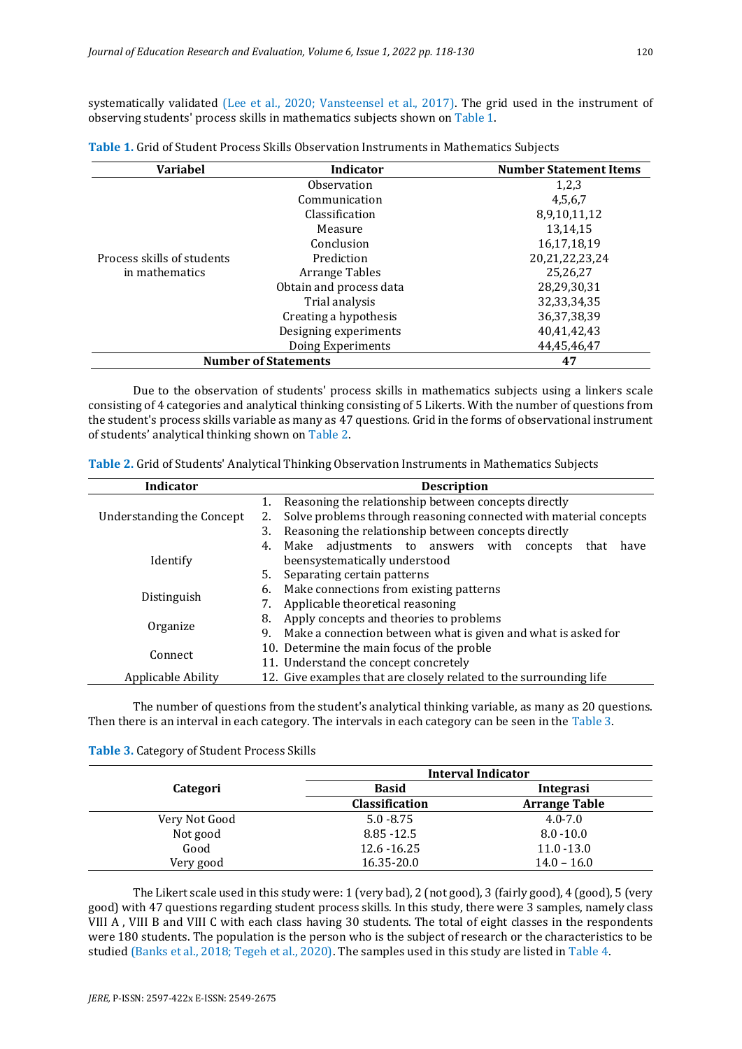systematically validated (Lee et al., 2020; Vansteensel et al., 2017). The grid used in the instrument of observing students' process skills in mathematics subjects shown on Table 1.

**Table 1.** Grid of Student Process Skills Observation Instruments in Mathematics Subjects

| Variabel | Indicator | Number Statement Items |
|---|---|---|
| Process skills of students in mathematics | Observation | 1,2,3 |
| | Communication | 4,5,6,7 |
| | Classification | 8,9,10,11,12 |
| | Measure | 13,14,15 |
| | Conclusion | 16,17,18,19 |
| | Prediction | 20,21,22,23,24 |
| | Arrange Tables | 25,26,27 |
| | Obtain and process data | 28,29,30,31 |
| | Trial analysis | 32,33,34,35 |
| | Creating a hypothesis | 36,37,38,39 |
| | Designing experiments | 40,41,42,43 |
| | Doing Experiments | 44,45,46,47 |
| **Number of Statements** | | **47** |

Due to the observation of students' process skills in mathematics subjects using a linkers scale consisting of 4 categories and analytical thinking consisting of 5 Likerts. With the number of questions from the student's process skills variable as many as 47 questions. Grid in the forms of observational instrument of students' analytical thinking shown on Table 2.

**Table 2.** Grid of Students' Analytical Thinking Observation Instruments in Mathematics Subjects

| Indicator | Description |
|---|---|
| Understanding the Concept | 1. Reasoning the relationship between concepts directly |
| | 2. Solve problems through reasoning connected with material concepts |
| | 3. Reasoning the relationship between concepts directly |
| Identify | 4. Make adjustments to answers with concepts that have beensystematically understood |
| | 5. Separating certain patterns |
| Distinguish | 6. Make connections from existing patterns |
| | 7. Applicable theoretical reasoning |
| Organize | 8. Apply concepts and theories to problems |
| | 9. Make a connection between what is given and what is asked for |
| Connect | 10. Determine the main focus of the proble |
| | 11. Understand the concept concretely |
| Applicable Ability | 12. Give examples that are closely related to the surrounding life |

The number of questions from the student's analytical thinking variable, as many as 20 questions. Then there is an interval in each category. The intervals in each category can be seen in the Table 3.

**Table 3.** Category of Student Process Skills

| Categori | Interval Indicator | |
|---|---|---|
| | **Basid** | **Integrasi** |
| | **Classification** | **Arrange Table** |
| Very Not Good | 5.0 -8.75 | 4.0-7.0 |
| Not good | 8.85 -12.5 | 8.0 -10.0 |
| Good | 12.6 -16.25 | 11.0 -13.0 |
| Very good | 16.35-20.0 | 14.0 – 16.0 |

The Likert scale used in this study were: 1 (very bad), 2 (not good), 3 (fairly good), 4 (good), 5 (very good) with 47 questions regarding student process skills. In this study, there were 3 samples, namely class VIII A , VIII B and VIII C with each class having 30 students. The total of eight classes in the respondents were 180 students. The population is the person who is the subject of research or the characteristics to be studied (Banks et al., 2018; Tegeh et al., 2020). The samples used in this study are listed in Table 4.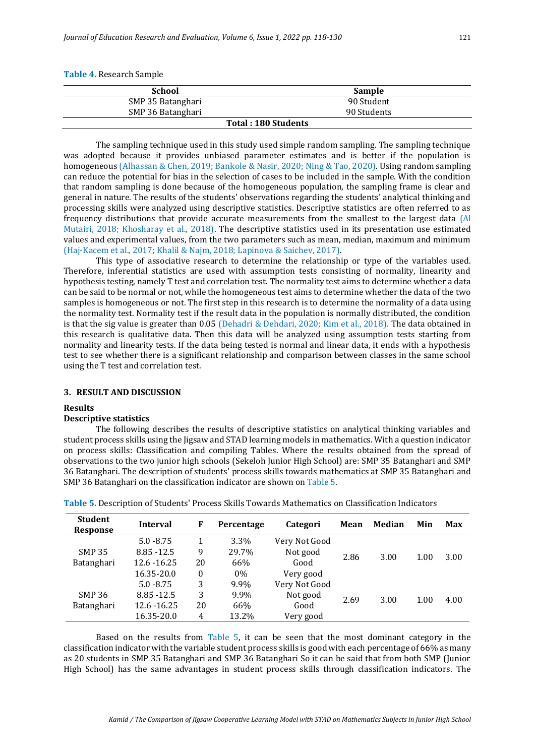**Table 4.** Research Sample

| School | Sample |
|---|---|
| SMP 35 Batanghari | 90 Student |
| SMP 36 Batanghari | 90 Students |
| **Total : 180 Students** | |

The sampling technique used in this study used simple random sampling. The sampling technique was adopted because it provides unbiased parameter estimates and is better if the population is homogeneous (Alhassan & Chen, 2019; Bankole & Nasir, 2020; Ning & Tao, 2020). Using random sampling can reduce the potential for bias in the selection of cases to be included in the sample. With the condition that random sampling is done because of the homogeneous population, the sampling frame is clear and general in nature. The results of the students' observations regarding the students' analytical thinking and processing skills were analyzed using descriptive statistics. Descriptive statistics are often referred to as frequency distributions that provide accurate measurements from the smallest to the largest data (Al Mutairi, 2018; Khosharay et al., 2018). The descriptive statistics used in its presentation use estimated values and experimental values, from the two parameters such as mean, median, maximum and minimum (Haj-Kacem et al., 2017; Khalil & Najm, 2018; Lapinova & Saichev, 2017).

This type of associative research to determine the relationship or type of the variables used. Therefore, inferential statistics are used with assumption tests consisting of normality, linearity and hypothesis testing, namely T test and correlation test. The normality test aims to determine whether a data can be said to be normal or not, while the homogeneous test aims to determine whether the data of the two samples is homogeneous or not. The first step in this research is to determine the normality of a data using the normality test. Normality test if the result data in the population is normally distributed, the condition is that the sig value is greater than 0.05 (Dehadri & Dehdari, 2020; Kim et al., 2018). The data obtained in this research is qualitative data. Then this data will be analyzed using assumption tests starting from normality and linearity tests. If the data being tested is normal and linear data, it ends with a hypothesis test to see whether there is a significant relationship and comparison between classes in the same school using the T test and correlation test.

## 3. RESULT AND DISCUSSION

### Results

#### Descriptive statistics

The following describes the results of descriptive statistics on analytical thinking variables and student process skills using the Jigsaw and STAD learning models in mathematics. With a question indicator on process skills: Classification and compiling Tables. Where the results obtained from the spread of observations to the two junior high schools (Sekeloh Junior High School) are: SMP 35 Batanghari and SMP 36 Batanghari. The description of students' process skills towards mathematics at SMP 35 Batanghari and SMP 36 Batanghari on the classification indicator are shown on Table 5.

**Table 5.** Description of Students' Process Skills Towards Mathematics on Classification Indicators

| Student Response | Interval | F | Percentage | Categori | Mean | Median | Min | Max |
|---|---|---|---|---|---|---|---|---|
| SMP 35 Batanghari | 5.0 -8.75 | 1 | 3.3% | Very Not Good | 2.86 | 3.00 | 1.00 | 3.00 |
| | 8.85 -12.5 | 9 | 29.7% | Not good | | | | |
| | 12.6 -16.25 | 20 | 66% | Good | | | | |
| | 16.35-20.0 | 0 | 0% | Very good | | | | |
| SMP 36 Batanghari | 5.0 -8.75 | 3 | 9.9% | Very Not Good | 2.69 | 3.00 | 1.00 | 4.00 |
| | 8.85 -12.5 | 3 | 9.9% | Not good | | | | |
| | 12.6 -16.25 | 20 | 66% | Good | | | | |
| | 16.35-20.0 | 4 | 13.2% | Very good | | | | |

Based on the results from Table 5, it can be seen that the most dominant category in the classification indicator with the variable student process skills is good with each percentage of 66% as many as 20 students in SMP 35 Batanghari and SMP 36 Batanghari So it can be said that from both SMP (Junior High School) has the same advantages in student process skills through classification indicators. The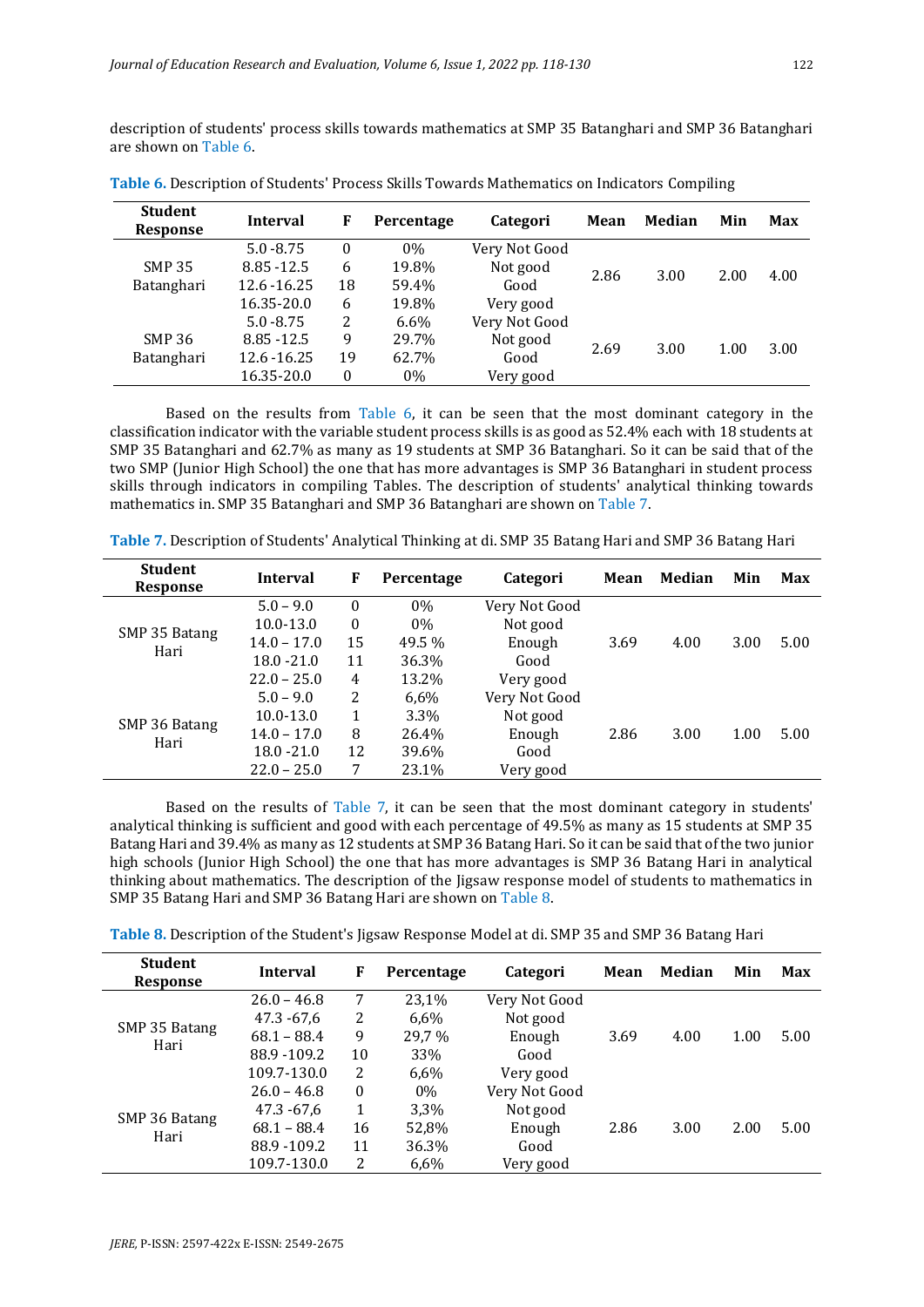description of students' process skills towards mathematics at SMP 35 Batanghari and SMP 36 Batanghari are shown on Table 6.

**Table 6.** Description of Students' Process Skills Towards Mathematics on Indicators Compiling

| Student Response | Interval | F | Percentage | Categori | Mean | Median | Min | Max |
|---|---|---|---|---|---|---|---|---|
| SMP 35 Batanghari | 5.0 -8.75 | 0 | 0% | Very Not Good | 2.86 | 3.00 | 2.00 | 4.00 |
| | 8.85 -12.5 | 6 | 19.8% | Not good | | | | |
| | 12.6 -16.25 | 18 | 59.4% | Good | | | | |
| | 16.35-20.0 | 6 | 19.8% | Very good | | | | |
| SMP 36 Batanghari | 5.0 -8.75 | 2 | 6.6% | Very Not Good | 2.69 | 3.00 | 1.00 | 3.00 |
| | 8.85 -12.5 | 9 | 29.7% | Not good | | | | |
| | 12.6 -16.25 | 19 | 62.7% | Good | | | | |
| | 16.35-20.0 | 0 | 0% | Very good | | | | |

Based on the results from Table 6, it can be seen that the most dominant category in the classification indicator with the variable student process skills is as good as 52.4% each with 18 students at SMP 35 Batanghari and 62.7% as many as 19 students at SMP 36 Batanghari. So it can be said that of the two SMP (Junior High School) the one that has more advantages is SMP 36 Batanghari in student process skills through indicators in compiling Tables. The description of students' analytical thinking towards mathematics in. SMP 35 Batanghari and SMP 36 Batanghari are shown on Table 7.

**Table 7.** Description of Students' Analytical Thinking at di. SMP 35 Batang Hari and SMP 36 Batang Hari

| Student Response | Interval | F | Percentage | Categori | Mean | Median | Min | Max |
|---|---|---|---|---|---|---|---|---|
| SMP 35 Batang Hari | 5.0 – 9.0 | 0 | 0% | Very Not Good | 3.69 | 4.00 | 3.00 | 5.00 |
| | 10.0-13.0 | 0 | 0% | Not good | | | | |
| | 14.0 – 17.0 | 15 | 49.5 % | Enough | | | | |
| | 18.0 -21.0 | 11 | 36.3% | Good | | | | |
| | 22.0 – 25.0 | 4 | 13.2% | Very good | | | | |
| SMP 36 Batang Hari | 5.0 – 9.0 | 2 | 6,6% | Very Not Good | 2.86 | 3.00 | 1.00 | 5.00 |
| | 10.0-13.0 | 1 | 3.3% | Not good | | | | |
| | 14.0 – 17.0 | 8 | 26.4% | Enough | | | | |
| | 18.0 -21.0 | 12 | 39.6% | Good | | | | |
| | 22.0 – 25.0 | 7 | 23.1% | Very good | | | | |

Based on the results of Table 7, it can be seen that the most dominant category in students' analytical thinking is sufficient and good with each percentage of 49.5% as many as 15 students at SMP 35 Batang Hari and 39.4% as many as 12 students at SMP 36 Batang Hari. So it can be said that of the two junior high schools (Junior High School) the one that has more advantages is SMP 36 Batang Hari in analytical thinking about mathematics. The description of the Jigsaw response model of students to mathematics in SMP 35 Batang Hari and SMP 36 Batang Hari are shown on Table 8.

**Table 8.** Description of the Student's Jigsaw Response Model at di. SMP 35 and SMP 36 Batang Hari

| Student Response | Interval | F | Percentage | Categori | Mean | Median | Min | Max |
|---|---|---|---|---|---|---|---|---|
| SMP 35 Batang Hari | 26.0 – 46.8 | 7 | 23,1% | Very Not Good | 3.69 | 4.00 | 1.00 | 5.00 |
| | 47.3 -67,6 | 2 | 6,6% | Not good | | | | |
| | 68.1 – 88.4 | 9 | 29,7 % | Enough | | | | |
| | 88.9 -109.2 | 10 | 33% | Good | | | | |
| | 109.7-130.0 | 2 | 6,6% | Very good | | | | |
| SMP 36 Batang Hari | 26.0 – 46.8 | 0 | 0% | Very Not Good | 2.86 | 3.00 | 2.00 | 5.00 |
| | 47.3 -67,6 | 1 | 3,3% | Not good | | | | |
| | 68.1 – 88.4 | 16 | 52,8% | Enough | | | | |
| | 88.9 -109.2 | 11 | 36.3% | Good | | | | |
| | 109.7-130.0 | 2 | 6,6% | Very good | | | | |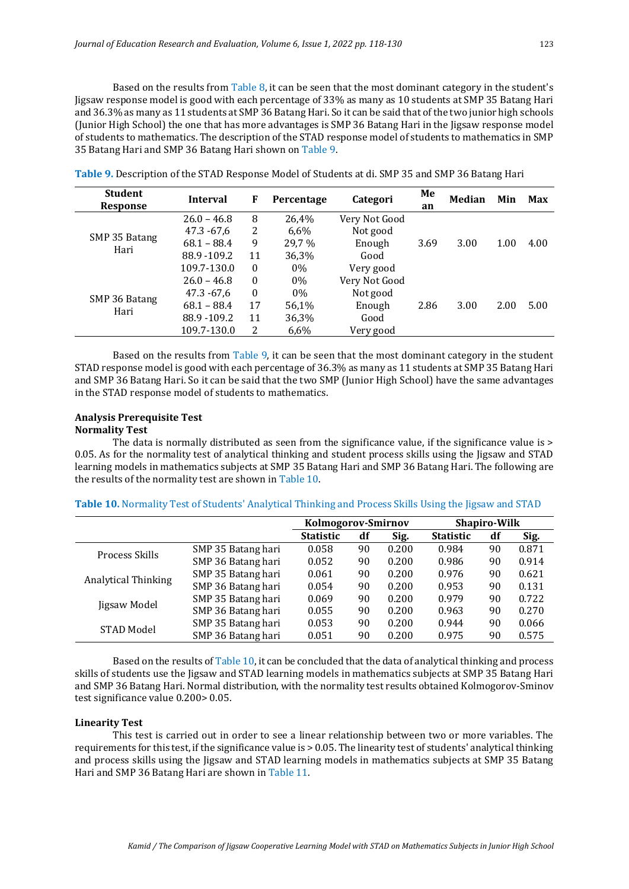Based on the results from Table 8, it can be seen that the most dominant category in the student's Jigsaw response model is good with each percentage of 33% as many as 10 students at SMP 35 Batang Hari and 36.3% as many as 11 students at SMP 36 Batang Hari. So it can be said that of the two junior high schools (Junior High School) the one that has more advantages is SMP 36 Batang Hari in the Jigsaw response model of students to mathematics. The description of the STAD response model of students to mathematics in SMP 35 Batang Hari and SMP 36 Batang Hari shown on Table 9.

**Table 9.** Description of the STAD Response Model of Students at di. SMP 35 and SMP 36 Batang Hari

| Student Response | Interval | F | Percentage | Categori | Mean | Median | Min | Max |
|---|---|---|---|---|---|---|---|---|
| SMP 35 Batang Hari | 26.0 – 46.8 | 8 | 26,4% | Very Not Good | 3.69 | 3.00 | 1.00 | 4.00 |
| | 47.3 -67,6 | 2 | 6,6% | Not good | | | | |
| | 68.1 – 88.4 | 9 | 29,7 % | Enough | | | | |
| | 88.9 -109.2 | 11 | 36,3% | Good | | | | |
| | 109.7-130.0 | 0 | 0% | Very good | | | | |
| SMP 36 Batang Hari | 26.0 – 46.8 | 0 | 0% | Very Not Good | 2.86 | 3.00 | 2.00 | 5.00 |
| | 47.3 -67,6 | 0 | 0% | Not good | | | | |
| | 68.1 – 88.4 | 17 | 56,1% | Enough | | | | |
| | 88.9 -109.2 | 11 | 36,3% | Good | | | | |
| | 109.7-130.0 | 2 | 6,6% | Very good | | | | |

Based on the results from Table 9, it can be seen that the most dominant category in the student STAD response model is good with each percentage of 36.3% as many as 11 students at SMP 35 Batang Hari and SMP 36 Batang Hari. So it can be said that the two SMP (Junior High School) have the same advantages in the STAD response model of students to mathematics.

### Analysis Prerequisite Test

#### Normality Test

The data is normally distributed as seen from the significance value, if the significance value is > 0.05. As for the normality test of analytical thinking and student process skills using the Jigsaw and STAD learning models in mathematics subjects at SMP 35 Batang Hari and SMP 36 Batang Hari. The following are the results of the normality test are shown in Table 10.

**Table 10.** Normality Test of Students' Analytical Thinking and Process Skills Using the Jigsaw and STAD

| | | Kolmogorov-Smirnov | | | Shapiro-Wilk | | |
|---|---|---|---|---|---|---|---|
| | | Statistic | df | Sig. | Statistic | df | Sig. |
| Process Skills | SMP 35 Batang hari | 0.058 | 90 | 0.200 | 0.984 | 90 | 0.871 |
| | SMP 36 Batang hari | 0.052 | 90 | 0.200 | 0.986 | 90 | 0.914 |
| Analytical Thinking | SMP 35 Batang hari | 0.061 | 90 | 0.200 | 0.976 | 90 | 0.621 |
| | SMP 36 Batang hari | 0.054 | 90 | 0.200 | 0.953 | 90 | 0.131 |
| Jigsaw Model | SMP 35 Batang hari | 0.069 | 90 | 0.200 | 0.979 | 90 | 0.722 |
| | SMP 36 Batang hari | 0.055 | 90 | 0.200 | 0.963 | 90 | 0.270 |
| STAD Model | SMP 35 Batang hari | 0.053 | 90 | 0.200 | 0.944 | 90 | 0.066 |
| | SMP 36 Batang hari | 0.051 | 90 | 0.200 | 0.975 | 90 | 0.575 |

Based on the results of Table 10, it can be concluded that the data of analytical thinking and process skills of students use the Jigsaw and STAD learning models in mathematics subjects at SMP 35 Batang Hari and SMP 36 Batang Hari. Normal distribution, with the normality test results obtained Kolmogorov-Sminov test significance value 0.200> 0.05.

#### Linearity Test

This test is carried out in order to see a linear relationship between two or more variables. The requirements for this test, if the significance value is > 0.05. The linearity test of students' analytical thinking and process skills using the Jigsaw and STAD learning models in mathematics subjects at SMP 35 Batang Hari and SMP 36 Batang Hari are shown in Table 11.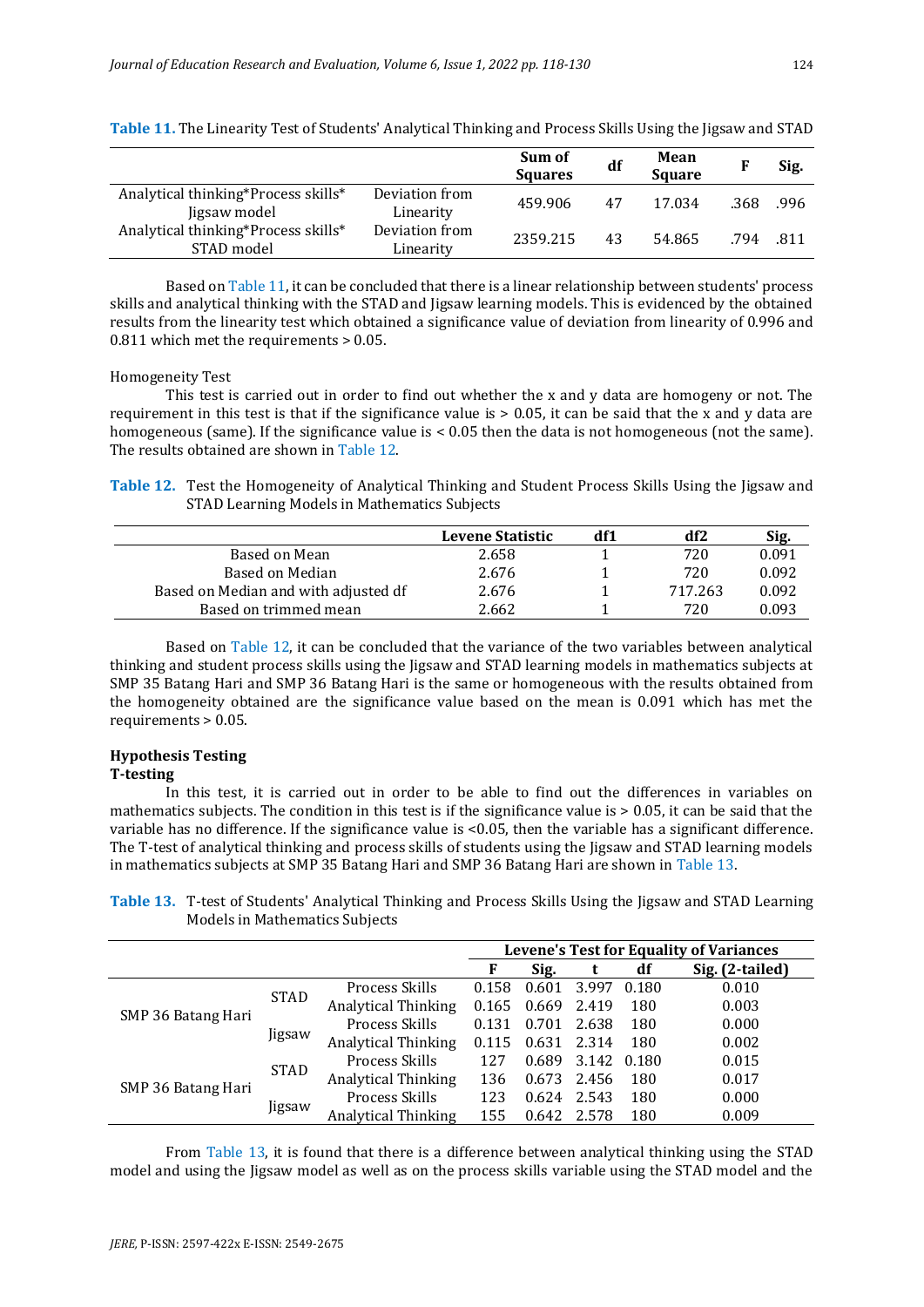**Table 11.** The Linearity Test of Students' Analytical Thinking and Process Skills Using the Jigsaw and STAD

| | | Sum of Squares | df | Mean Square | F | Sig. |
|---|---|---|---|---|---|---|
| Analytical thinking*Process skills* Jigsaw model | Deviation from Linearity | 459.906 | 47 | 17.034 | .368 | .996 |
| Analytical thinking*Process skills* STAD model | Deviation from Linearity | 2359.215 | 43 | 54.865 | .794 | .811 |

Based on Table 11, it can be concluded that there is a linear relationship between students' process skills and analytical thinking with the STAD and Jigsaw learning models. This is evidenced by the obtained results from the linearity test which obtained a significance value of deviation from linearity of 0.996 and 0.811 which met the requirements > 0.05.

Homogeneity Test

This test is carried out in order to find out whether the x and y data are homogeny or not. The requirement in this test is that if the significance value is > 0.05, it can be said that the x and y data are homogeneous (same). If the significance value is < 0.05 then the data is not homogeneous (not the same). The results obtained are shown in Table 12.

**Table 12.** Test the Homogeneity of Analytical Thinking and Student Process Skills Using the Jigsaw and STAD Learning Models in Mathematics Subjects

| | Levene Statistic | df1 | df2 | Sig. |
|---|---|---|---|---|
| Based on Mean | 2.658 | 1 | 720 | 0.091 |
| Based on Median | 2.676 | 1 | 720 | 0.092 |
| Based on Median and with adjusted df | 2.676 | 1 | 717.263 | 0.092 |
| Based on trimmed mean | 2.662 | 1 | 720 | 0.093 |

Based on Table 12, it can be concluded that the variance of the two variables between analytical thinking and student process skills using the Jigsaw and STAD learning models in mathematics subjects at SMP 35 Batang Hari and SMP 36 Batang Hari is the same or homogeneous with the results obtained from the homogeneity obtained are the significance value based on the mean is 0.091 which has met the requirements > 0.05.

**Hypothesis Testing**

**T-testing**

In this test, it is carried out in order to be able to find out the differences in variables on mathematics subjects. The condition in this test is if the significance value is > 0.05, it can be said that the variable has no difference. If the significance value is <0.05, then the variable has a significant difference. The T-test of analytical thinking and process skills of students using the Jigsaw and STAD learning models in mathematics subjects at SMP 35 Batang Hari and SMP 36 Batang Hari are shown in Table 13.

**Table 13.** T-test of Students' Analytical Thinking and Process Skills Using the Jigsaw and STAD Learning Models in Mathematics Subjects

| | | | Levene's Test for Equality of Variances | | | | |
|---|---|---|---|---|---|---|---|
| | | | F | Sig. | t | df | Sig. (2-tailed) |
| SMP 36 Batang Hari | STAD | Process Skills | 0.158 | 0.601 | 3.997 | 0.180 | 0.010 |
| | | Analytical Thinking | 0.165 | 0.669 | 2.419 | 180 | 0.003 |
| | Jigsaw | Process Skills | 0.131 | 0.701 | 2.638 | 180 | 0.000 |
| | | Analytical Thinking | 0.115 | 0.631 | 2.314 | 180 | 0.002 |
| SMP 36 Batang Hari | STAD | Process Skills | 127 | 0.689 | 3.142 | 0.180 | 0.015 |
| | | Analytical Thinking | 136 | 0.673 | 2.456 | 180 | 0.017 |
| | Jigsaw | Process Skills | 123 | 0.624 | 2.543 | 180 | 0.000 |
| | | Analytical Thinking | 155 | 0.642 | 2.578 | 180 | 0.009 |

From Table 13, it is found that there is a difference between analytical thinking using the STAD model and using the Jigsaw model as well as on the process skills variable using the STAD model and the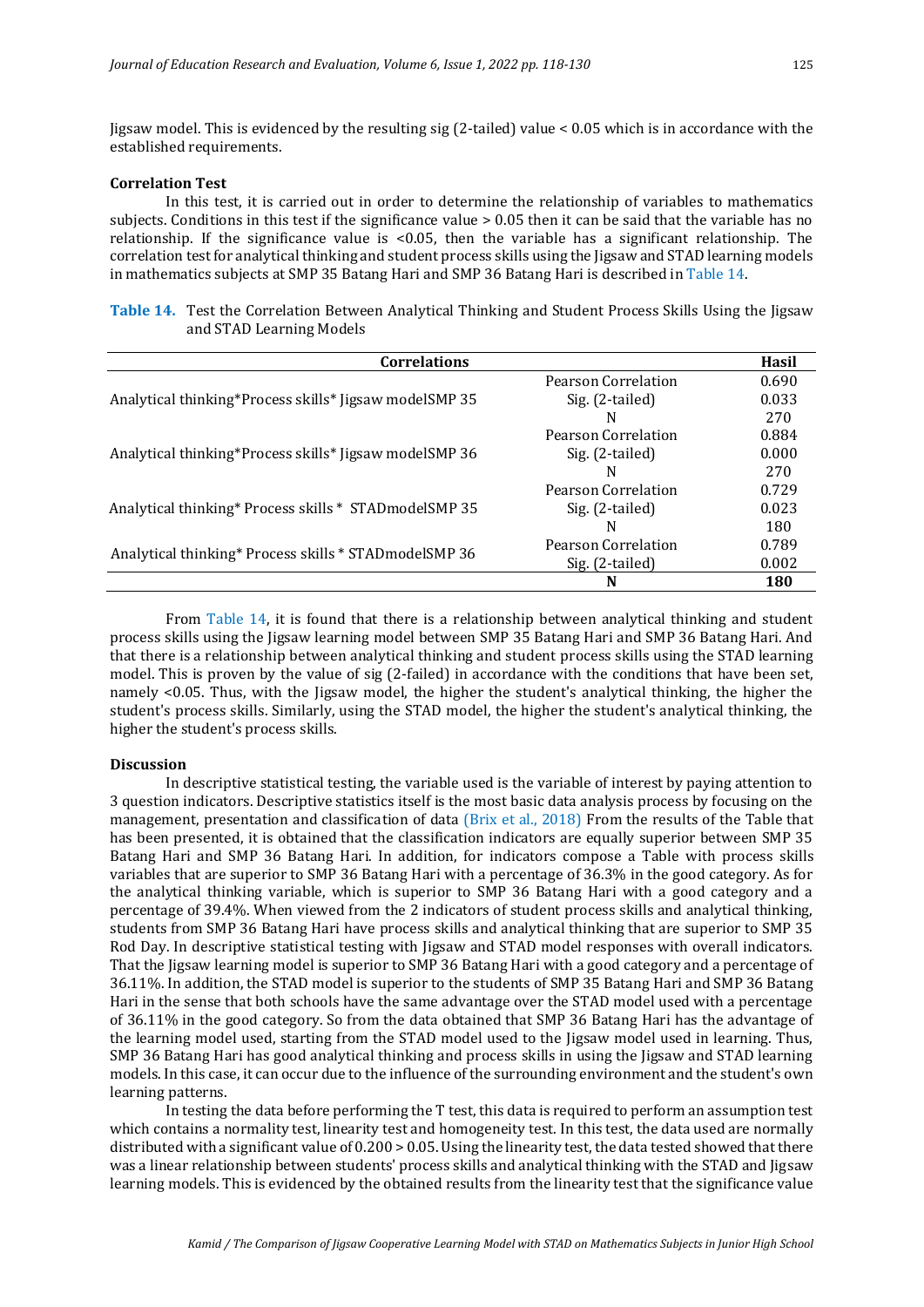Jigsaw model. This is evidenced by the resulting sig (2-tailed) value < 0.05 which is in accordance with the established requirements.

**Correlation Test**

In this test, it is carried out in order to determine the relationship of variables to mathematics subjects. Conditions in this test if the significance value > 0.05 then it can be said that the variable has no relationship. If the significance value is <0.05, then the variable has a significant relationship. The correlation test for analytical thinking and student process skills using the Jigsaw and STAD learning models in mathematics subjects at SMP 35 Batang Hari and SMP 36 Batang Hari is described in Table 14.

**Table 14.** Test the Correlation Between Analytical Thinking and Student Process Skills Using the Jigsaw and STAD Learning Models

| Correlations | | Hasil |
|---|---|---|
| Analytical thinking*Process skills* Jigsaw modelSMP 35 | Pearson Correlation | 0.690 |
| | Sig. (2-tailed) | 0.033 |
| | N | 270 |
| Analytical thinking*Process skills* Jigsaw modelSMP 36 | Pearson Correlation | 0.884 |
| | Sig. (2-tailed) | 0.000 |
| | N | 270 |
| Analytical thinking* Process skills * STADmodelSMP 35 | Pearson Correlation | 0.729 |
| | Sig. (2-tailed) | 0.023 |
| | N | 180 |
| Analytical thinking* Process skills * STADmodelSMP 36 | Pearson Correlation | 0.789 |
| | Sig. (2-tailed) | 0.002 |
| | **N** | **180** |

From Table 14, it is found that there is a relationship between analytical thinking and student process skills using the Jigsaw learning model between SMP 35 Batang Hari and SMP 36 Batang Hari. And that there is a relationship between analytical thinking and student process skills using the STAD learning model. This is proven by the value of sig (2-failed) in accordance with the conditions that have been set, namely <0.05. Thus, with the Jigsaw model, the higher the student's analytical thinking, the higher the student's process skills. Similarly, using the STAD model, the higher the student's analytical thinking, the higher the student's process skills.

**Discussion**

In descriptive statistical testing, the variable used is the variable of interest by paying attention to 3 question indicators. Descriptive statistics itself is the most basic data analysis process by focusing on the management, presentation and classification of data (Brix et al., 2018) From the results of the Table that has been presented, it is obtained that the classification indicators are equally superior between SMP 35 Batang Hari and SMP 36 Batang Hari. In addition, for indicators compose a Table with process skills variables that are superior to SMP 36 Batang Hari with a percentage of 36.3% in the good category. As for the analytical thinking variable, which is superior to SMP 36 Batang Hari with a good category and a percentage of 39.4%. When viewed from the 2 indicators of student process skills and analytical thinking, students from SMP 36 Batang Hari have process skills and analytical thinking that are superior to SMP 35 Rod Day. In descriptive statistical testing with Jigsaw and STAD model responses with overall indicators. That the Jigsaw learning model is superior to SMP 36 Batang Hari with a good category and a percentage of 36.11%. In addition, the STAD model is superior to the students of SMP 35 Batang Hari and SMP 36 Batang Hari in the sense that both schools have the same advantage over the STAD model used with a percentage of 36.11% in the good category. So from the data obtained that SMP 36 Batang Hari has the advantage of the learning model used, starting from the STAD model used to the Jigsaw model used in learning. Thus, SMP 36 Batang Hari has good analytical thinking and process skills in using the Jigsaw and STAD learning models. In this case, it can occur due to the influence of the surrounding environment and the student's own learning patterns.

In testing the data before performing the T test, this data is required to perform an assumption test which contains a normality test, linearity test and homogeneity test. In this test, the data used are normally distributed with a significant value of 0.200 > 0.05. Using the linearity test, the data tested showed that there was a linear relationship between students' process skills and analytical thinking with the STAD and Jigsaw learning models. This is evidenced by the obtained results from the linearity test that the significance value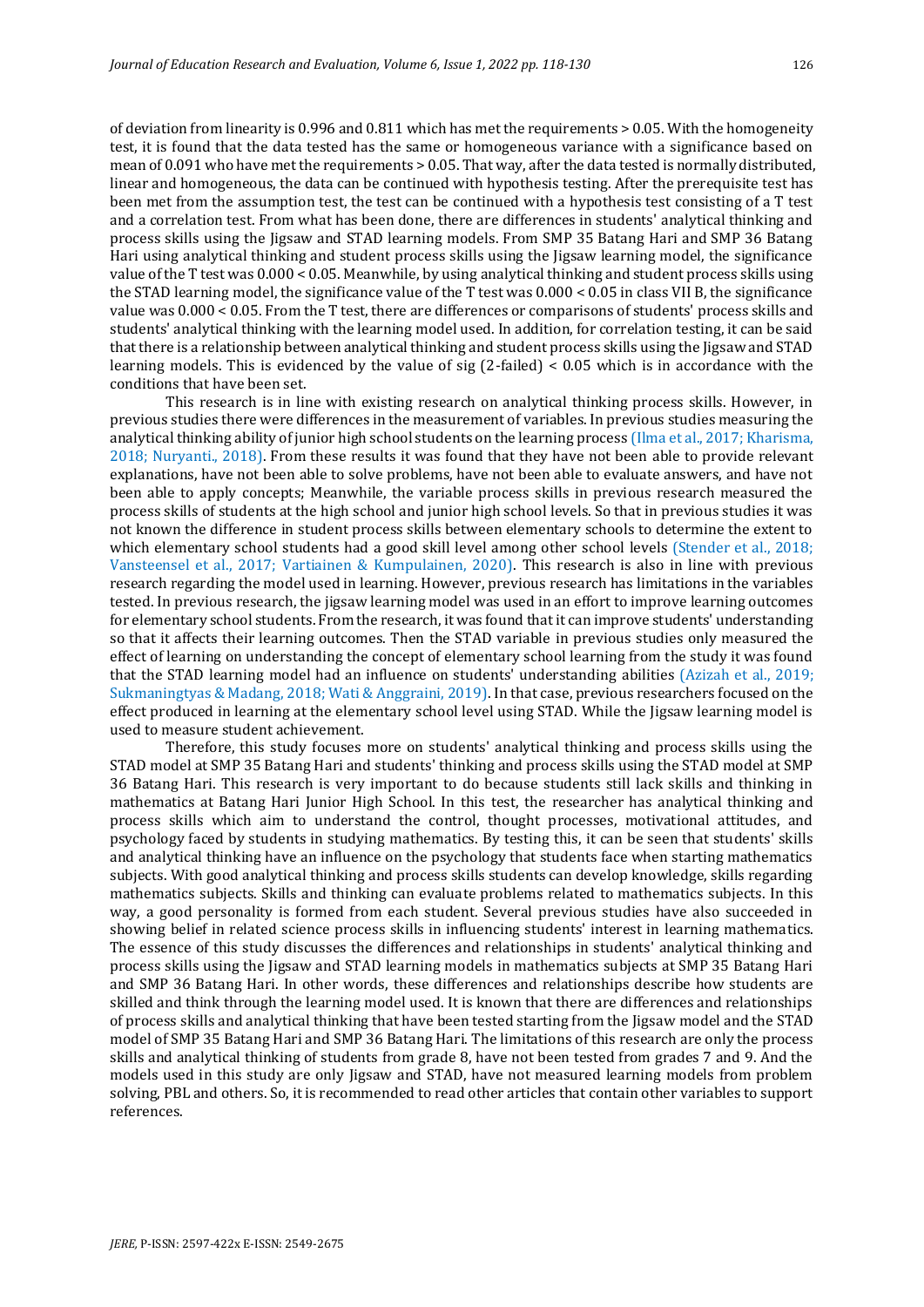of deviation from linearity is 0.996 and 0.811 which has met the requirements > 0.05. With the homogeneity test, it is found that the data tested has the same or homogeneous variance with a significance based on mean of 0.091 who have met the requirements > 0.05. That way, after the data tested is normally distributed, linear and homogeneous, the data can be continued with hypothesis testing. After the prerequisite test has been met from the assumption test, the test can be continued with a hypothesis test consisting of a T test and a correlation test. From what has been done, there are differences in students' analytical thinking and process skills using the Jigsaw and STAD learning models. From SMP 35 Batang Hari and SMP 36 Batang Hari using analytical thinking and student process skills using the Jigsaw learning model, the significance value of the T test was 0.000 < 0.05. Meanwhile, by using analytical thinking and student process skills using the STAD learning model, the significance value of the T test was 0.000 < 0.05 in class VII B, the significance value was 0.000 < 0.05. From the T test, there are differences or comparisons of students' process skills and students' analytical thinking with the learning model used. In addition, for correlation testing, it can be said that there is a relationship between analytical thinking and student process skills using the Jigsaw and STAD learning models. This is evidenced by the value of sig (2-failed) < 0.05 which is in accordance with the conditions that have been set.

This research is in line with existing research on analytical thinking process skills. However, in previous studies there were differences in the measurement of variables. In previous studies measuring the analytical thinking ability of junior high school students on the learning process (Ilma et al., 2017; Kharisma, 2018; Nuryanti., 2018). From these results it was found that they have not been able to provide relevant explanations, have not been able to solve problems, have not been able to evaluate answers, and have not been able to apply concepts; Meanwhile, the variable process skills in previous research measured the process skills of students at the high school and junior high school levels. So that in previous studies it was not known the difference in student process skills between elementary schools to determine the extent to which elementary school students had a good skill level among other school levels (Stender et al., 2018; Vansteensel et al., 2017; Vartiainen & Kumpulainen, 2020). This research is also in line with previous research regarding the model used in learning. However, previous research has limitations in the variables tested. In previous research, the jigsaw learning model was used in an effort to improve learning outcomes for elementary school students. From the research, it was found that it can improve students' understanding so that it affects their learning outcomes. Then the STAD variable in previous studies only measured the effect of learning on understanding the concept of elementary school learning from the study it was found that the STAD learning model had an influence on students' understanding abilities (Azizah et al., 2019; Sukmaningtyas & Madang, 2018; Wati & Anggraini, 2019). In that case, previous researchers focused on the effect produced in learning at the elementary school level using STAD. While the Jigsaw learning model is used to measure student achievement.

Therefore, this study focuses more on students' analytical thinking and process skills using the STAD model at SMP 35 Batang Hari and students' thinking and process skills using the STAD model at SMP 36 Batang Hari. This research is very important to do because students still lack skills and thinking in mathematics at Batang Hari Junior High School. In this test, the researcher has analytical thinking and process skills which aim to understand the control, thought processes, motivational attitudes, and psychology faced by students in studying mathematics. By testing this, it can be seen that students' skills and analytical thinking have an influence on the psychology that students face when starting mathematics subjects. With good analytical thinking and process skills students can develop knowledge, skills regarding mathematics subjects. Skills and thinking can evaluate problems related to mathematics subjects. In this way, a good personality is formed from each student. Several previous studies have also succeeded in showing belief in related science process skills in influencing students' interest in learning mathematics. The essence of this study discusses the differences and relationships in students' analytical thinking and process skills using the Jigsaw and STAD learning models in mathematics subjects at SMP 35 Batang Hari and SMP 36 Batang Hari. In other words, these differences and relationships describe how students are skilled and think through the learning model used. It is known that there are differences and relationships of process skills and analytical thinking that have been tested starting from the Jigsaw model and the STAD model of SMP 35 Batang Hari and SMP 36 Batang Hari. The limitations of this research are only the process skills and analytical thinking of students from grade 8, have not been tested from grades 7 and 9. And the models used in this study are only Jigsaw and STAD, have not measured learning models from problem solving, PBL and others. So, it is recommended to read other articles that contain other variables to support references.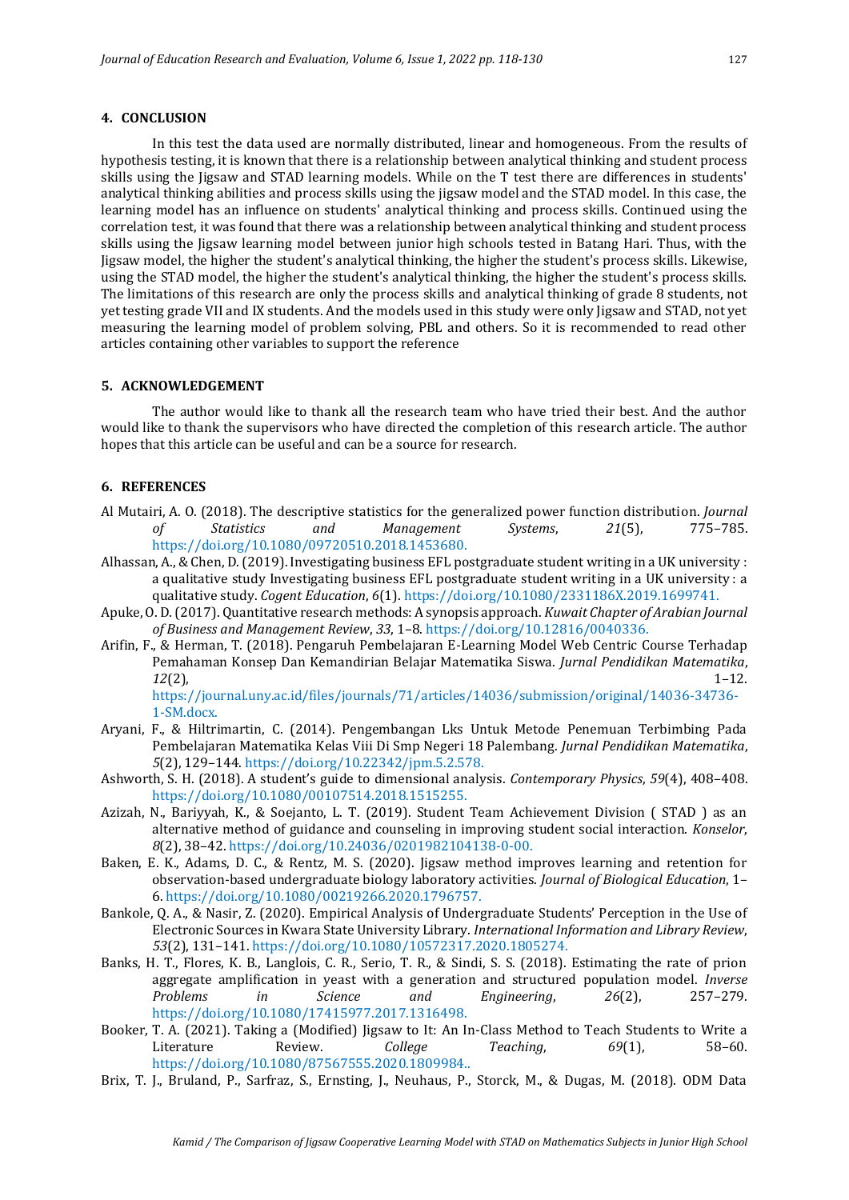## 4. CONCLUSION

In this test the data used are normally distributed, linear and homogeneous. From the results of hypothesis testing, it is known that there is a relationship between analytical thinking and student process skills using the Jigsaw and STAD learning models. While on the T test there are differences in students' analytical thinking abilities and process skills using the jigsaw model and the STAD model. In this case, the learning model has an influence on students' analytical thinking and process skills. Continued using the correlation test, it was found that there was a relationship between analytical thinking and student process skills using the Jigsaw learning model between junior high schools tested in Batang Hari. Thus, with the Jigsaw model, the higher the student's analytical thinking, the higher the student's process skills. Likewise, using the STAD model, the higher the student's analytical thinking, the higher the student's process skills. The limitations of this research are only the process skills and analytical thinking of grade 8 students, not yet testing grade VII and IX students. And the models used in this study were only Jigsaw and STAD, not yet measuring the learning model of problem solving, PBL and others. So it is recommended to read other articles containing other variables to support the reference

## 5. ACKNOWLEDGEMENT

The author would like to thank all the research team who have tried their best. And the author would like to thank the supervisors who have directed the completion of this research article. The author hopes that this article can be useful and can be a source for research.

## 6. REFERENCES

Al Mutairi, A. O. (2018). The descriptive statistics for the generalized power function distribution. *Journal of Statistics and Management Systems*, *21*(5), 775–785. https://doi.org/10.1080/09720510.2018.1453680.

Alhassan, A., & Chen, D. (2019). Investigating business EFL postgraduate student writing in a UK university : a qualitative study Investigating business EFL postgraduate student writing in a UK university : a qualitative study. *Cogent Education*, *6*(1). https://doi.org/10.1080/2331186X.2019.1699741.

Apuke, O. D. (2017). Quantitative research methods: A synopsis approach. *Kuwait Chapter of Arabian Journal of Business and Management Review*, *33*, 1–8. https://doi.org/10.12816/0040336.

Arifin, F., & Herman, T. (2018). Pengaruh Pembelajaran E-Learning Model Web Centric Course Terhadap Pemahaman Konsep Dan Kemandirian Belajar Matematika Siswa. *Jurnal Pendidikan Matematika*, *12*(2), 1–12. https://journal.uny.ac.id/files/journals/71/articles/14036/submission/original/14036-34736-1-SM.docx.

Aryani, F., & Hiltrimartin, C. (2014). Pengembangan Lks Untuk Metode Penemuan Terbimbing Pada Pembelajaran Matematika Kelas Viii Di Smp Negeri 18 Palembang. *Jurnal Pendidikan Matematika*, *5*(2), 129–144. https://doi.org/10.22342/jpm.5.2.578.

Ashworth, S. H. (2018). A student's guide to dimensional analysis. *Contemporary Physics*, *59*(4), 408–408. https://doi.org/10.1080/00107514.2018.1515255.

Azizah, N., Bariyyah, K., & Soejanto, L. T. (2019). Student Team Achievement Division ( STAD ) as an alternative method of guidance and counseling in improving student social interaction. *Konselor*, *8*(2), 38–42. https://doi.org/10.24036/0201982104138-0-00.

Baken, E. K., Adams, D. C., & Rentz, M. S. (2020). Jigsaw method improves learning and retention for observation-based undergraduate biology laboratory activities. *Journal of Biological Education*, 1–6. https://doi.org/10.1080/00219266.2020.1796757.

Bankole, Q. A., & Nasir, Z. (2020). Empirical Analysis of Undergraduate Students' Perception in the Use of Electronic Sources in Kwara State University Library. *International Information and Library Review*, *53*(2), 131–141. https://doi.org/10.1080/10572317.2020.1805274.

Banks, H. T., Flores, K. B., Langlois, C. R., Serio, T. R., & Sindi, S. S. (2018). Estimating the rate of prion aggregate amplification in yeast with a generation and structured population model. *Inverse Problems in Science and Engineering*, *26*(2), 257–279. https://doi.org/10.1080/17415977.2017.1316498.

Booker, T. A. (2021). Taking a (Modified) Jigsaw to It: An In-Class Method to Teach Students to Write a Literature Review. *College Teaching*, *69*(1), 58–60. https://doi.org/10.1080/87567555.2020.1809984..

Brix, T. J., Bruland, P., Sarfraz, S., Ernsting, J., Neuhaus, P., Storck, M., & Dugas, M. (2018). ODM Data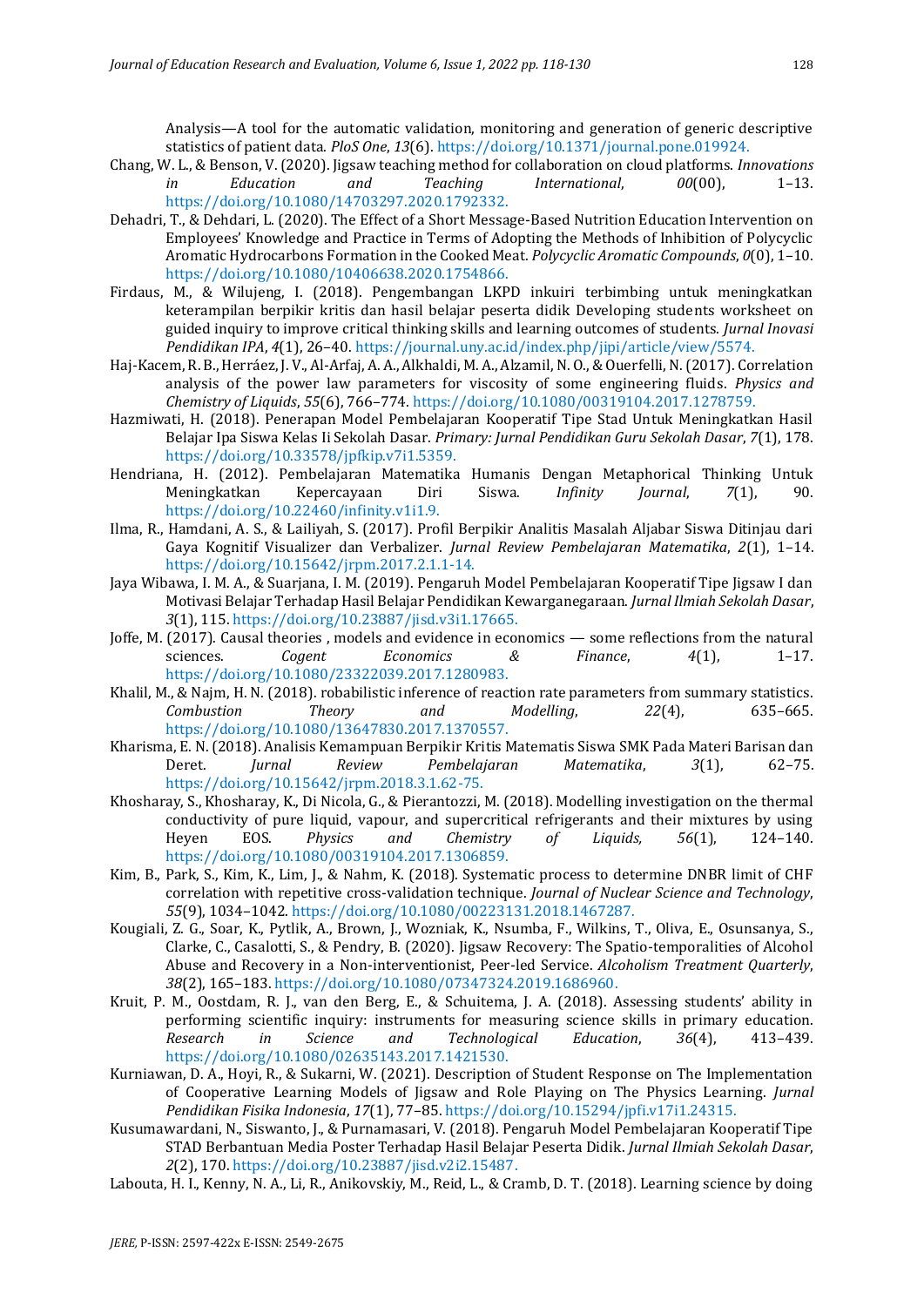Analysis—A tool for the automatic validation, monitoring and generation of generic descriptive statistics of patient data. *PloS One*, *13*(6). https://doi.org/10.1371/journal.pone.019924.

Chang, W. L., & Benson, V. (2020). Jigsaw teaching method for collaboration on cloud platforms. *Innovations in Education and Teaching International*, *00*(00), 1–13. https://doi.org/10.1080/14703297.2020.1792332.

Dehadri, T., & Dehdari, L. (2020). The Effect of a Short Message-Based Nutrition Education Intervention on Employees' Knowledge and Practice in Terms of Adopting the Methods of Inhibition of Polycyclic Aromatic Hydrocarbons Formation in the Cooked Meat. *Polycyclic Aromatic Compounds*, *0*(0), 1–10. https://doi.org/10.1080/10406638.2020.1754866.

Firdaus, M., & Wilujeng, I. (2018). Pengembangan LKPD inkuiri terbimbing untuk meningkatkan keterampilan berpikir kritis dan hasil belajar peserta didik Developing students worksheet on guided inquiry to improve critical thinking skills and learning outcomes of students. *Jurnal Inovasi Pendidikan IPA*, *4*(1), 26–40. https://journal.uny.ac.id/index.php/jipi/article/view/5574.

Haj-Kacem, R. B., Herráez, J. V., Al-Arfaj, A. A., Alkhaldi, M. A., Alzamil, N. O., & Ouerfelli, N. (2017). Correlation analysis of the power law parameters for viscosity of some engineering fluids. *Physics and Chemistry of Liquids*, *55*(6), 766–774. https://doi.org/10.1080/00319104.2017.1278759.

Hazmiwati, H. (2018). Penerapan Model Pembelajaran Kooperatif Tipe Stad Untuk Meningkatkan Hasil Belajar Ipa Siswa Kelas Ii Sekolah Dasar. *Primary: Jurnal Pendidikan Guru Sekolah Dasar*, *7*(1), 178. https://doi.org/10.33578/jpfkip.v7i1.5359.

Hendriana, H. (2012). Pembelajaran Matematika Humanis Dengan Metaphorical Thinking Untuk Meningkatkan Kepercayaan Diri Siswa. *Infinity Journal*, *7*(1), 90. https://doi.org/10.22460/infinity.v1i1.9.

Ilma, R., Hamdani, A. S., & Lailiyah, S. (2017). Profil Berpikir Analitis Masalah Aljabar Siswa Ditinjau dari Gaya Kognitif Visualizer dan Verbalizer. *Jurnal Review Pembelajaran Matematika*, *2*(1), 1–14. https://doi.org/10.15642/jrpm.2017.2.1.1-14.

Jaya Wibawa, I. M. A., & Suarjana, I. M. (2019). Pengaruh Model Pembelajaran Kooperatif Tipe Jigsaw I dan Motivasi Belajar Terhadap Hasil Belajar Pendidikan Kewarganegaraan. *Jurnal Ilmiah Sekolah Dasar*, *3*(1), 115. https://doi.org/10.23887/jisd.v3i1.17665.

Joffe, M. (2017). Causal theories , models and evidence in economics — some reflections from the natural sciences. *Cogent Economics & Finance*, *4*(1), 1–17. https://doi.org/10.1080/23322039.2017.1280983.

Khalil, M., & Najm, H. N. (2018). robabilistic inference of reaction rate parameters from summary statistics. *Combustion Theory and Modelling*, *22*(4), 635–665. https://doi.org/10.1080/13647830.2017.1370557.

Kharisma, E. N. (2018). Analisis Kemampuan Berpikir Kritis Matematis Siswa SMK Pada Materi Barisan dan Deret. *Jurnal Review Pembelajaran Matematika*, *3*(1), 62–75. https://doi.org/10.15642/jrpm.2018.3.1.62-75.

Khosharay, S., Khosharay, K., Di Nicola, G., & Pierantozzi, M. (2018). Modelling investigation on the thermal conductivity of pure liquid, vapour, and supercritical refrigerants and their mixtures by using Heyen EOS. *Physics and Chemistry of Liquids, 56*(1), 124–140. https://doi.org/10.1080/00319104.2017.1306859.

Kim, B., Park, S., Kim, K., Lim, J., & Nahm, K. (2018). Systematic process to determine DNBR limit of CHF correlation with repetitive cross-validation technique. *Journal of Nuclear Science and Technology*, *55*(9), 1034–1042. https://doi.org/10.1080/00223131.2018.1467287.

Kougiali, Z. G., Soar, K., Pytlik, A., Brown, J., Wozniak, K., Nsumba, F., Wilkins, T., Oliva, E., Osunsanya, S., Clarke, C., Casalotti, S., & Pendry, B. (2020). Jigsaw Recovery: The Spatio-temporalities of Alcohol Abuse and Recovery in a Non-interventionist, Peer-led Service. *Alcoholism Treatment Quarterly*, *38*(2), 165–183. https://doi.org/10.1080/07347324.2019.1686960.

Kruit, P. M., Oostdam, R. J., van den Berg, E., & Schuitema, J. A. (2018). Assessing students' ability in performing scientific inquiry: instruments for measuring science skills in primary education. *Research in Science and Technological Education*, *36*(4), 413–439. https://doi.org/10.1080/02635143.2017.1421530.

Kurniawan, D. A., Hoyi, R., & Sukarni, W. (2021). Description of Student Response on The Implementation of Cooperative Learning Models of Jigsaw and Role Playing on The Physics Learning. *Jurnal Pendidikan Fisika Indonesia*, *17*(1), 77–85. https://doi.org/10.15294/jpfi.v17i1.24315.

Kusumawardani, N., Siswanto, J., & Purnamasari, V. (2018). Pengaruh Model Pembelajaran Kooperatif Tipe STAD Berbantuan Media Poster Terhadap Hasil Belajar Peserta Didik. *Jurnal Ilmiah Sekolah Dasar*, *2*(2), 170. https://doi.org/10.23887/jisd.v2i2.15487.

Labouta, H. I., Kenny, N. A., Li, R., Anikovskiy, M., Reid, L., & Cramb, D. T. (2018). Learning science by doing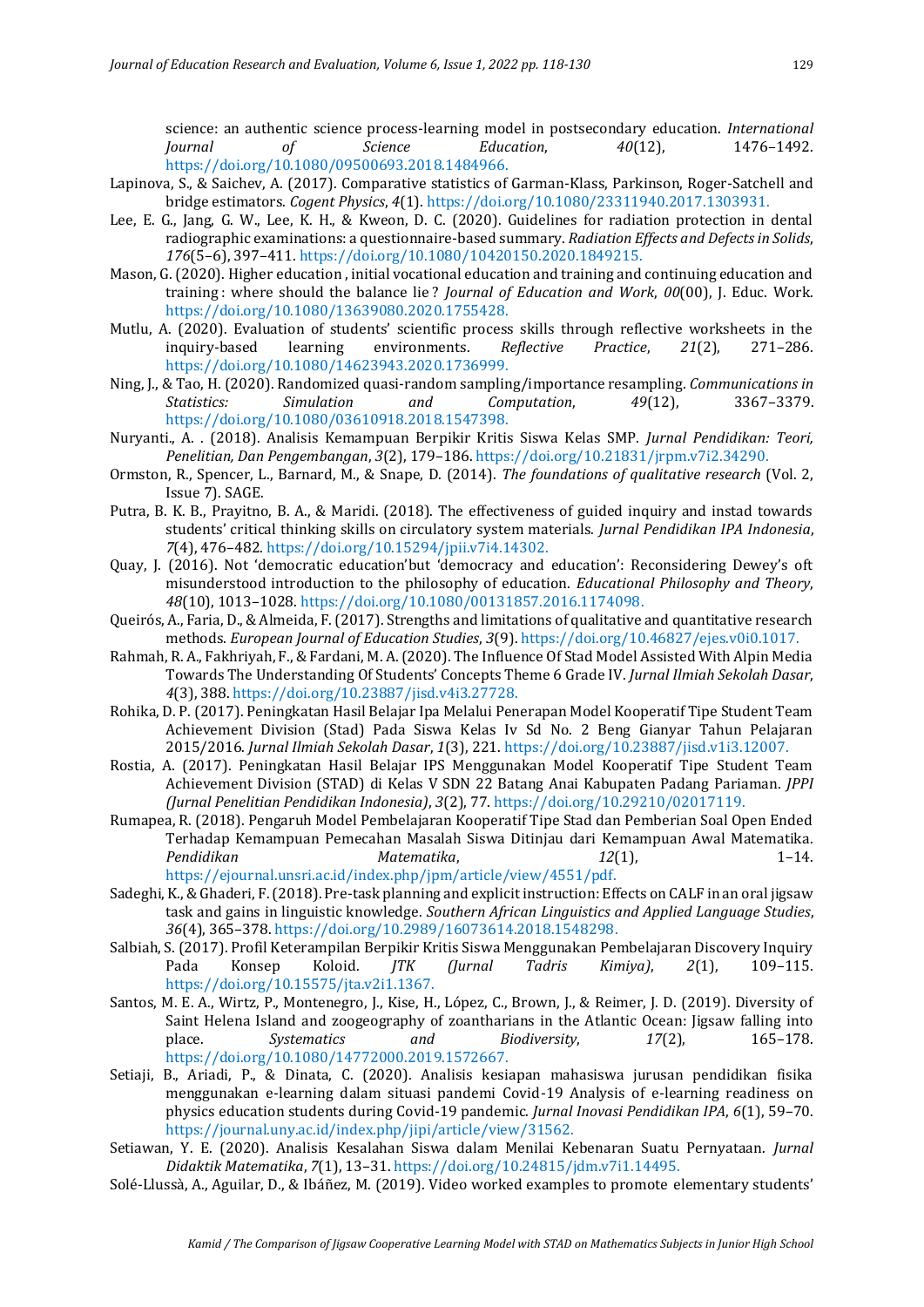science: an authentic science process-learning model in postsecondary education. *International Journal of Science Education*, *40*(12), 1476–1492. https://doi.org/10.1080/09500693.2018.1484966.

Lapinova, S., & Saichev, A. (2017). Comparative statistics of Garman-Klass, Parkinson, Roger-Satchell and bridge estimators. *Cogent Physics*, *4*(1). https://doi.org/10.1080/23311940.2017.1303931.

Lee, E. G., Jang, G. W., Lee, K. H., & Kweon, D. C. (2020). Guidelines for radiation protection in dental radiographic examinations: a questionnaire-based summary. *Radiation Effects and Defects in Solids*, *176*(5–6), 397–411. https://doi.org/10.1080/10420150.2020.1849215.

Mason, G. (2020). Higher education , initial vocational education and training and continuing education and training : where should the balance lie ? *Journal of Education and Work*, *00*(00), J. Educ. Work. https://doi.org/10.1080/13639080.2020.1755428.

Mutlu, A. (2020). Evaluation of students' scientific process skills through reflective worksheets in the inquiry-based learning environments. *Reflective Practice*, *21*(2), 271–286. https://doi.org/10.1080/14623943.2020.1736999.

Ning, J., & Tao, H. (2020). Randomized quasi-random sampling/importance resampling. *Communications in Statistics: Simulation and Computation*, *49*(12), 3367–3379. https://doi.org/10.1080/03610918.2018.1547398.

Nuryanti., A. . (2018). Analisis Kemampuan Berpikir Kritis Siswa Kelas SMP. *Jurnal Pendidikan: Teori, Penelitian, Dan Pengembangan*, *3*(2), 179–186. https://doi.org/10.21831/jrpm.v7i2.34290.

Ormston, R., Spencer, L., Barnard, M., & Snape, D. (2014). *The foundations of qualitative research* (Vol. 2, Issue 7). SAGE.

Putra, B. K. B., Prayitno, B. A., & Maridi. (2018). The effectiveness of guided inquiry and instad towards students' critical thinking skills on circulatory system materials. *Jurnal Pendidikan IPA Indonesia*, *7*(4), 476–482. https://doi.org/10.15294/jpii.v7i4.14302.

Quay, J. (2016). Not 'democratic education'but 'democracy and education': Reconsidering Dewey's oft misunderstood introduction to the philosophy of education. *Educational Philosophy and Theory*, *48*(10), 1013–1028. https://doi.org/10.1080/00131857.2016.1174098.

Queirós, A., Faria, D., & Almeida, F. (2017). Strengths and limitations of qualitative and quantitative research methods. *European Journal of Education Studies*, *3*(9). https://doi.org/10.46827/ejes.v0i0.1017.

Rahmah, R. A., Fakhriyah, F., & Fardani, M. A. (2020). The Influence Of Stad Model Assisted With Alpin Media Towards The Understanding Of Students' Concepts Theme 6 Grade IV. *Jurnal Ilmiah Sekolah Dasar*, *4*(3), 388. https://doi.org/10.23887/jisd.v4i3.27728.

Rohika, D. P. (2017). Peningkatan Hasil Belajar Ipa Melalui Penerapan Model Kooperatif Tipe Student Team Achievement Division (Stad) Pada Siswa Kelas Iv Sd No. 2 Beng Gianyar Tahun Pelajaran 2015/2016. *Jurnal Ilmiah Sekolah Dasar*, *1*(3), 221. https://doi.org/10.23887/jisd.v1i3.12007.

Rostia, A. (2017). Peningkatan Hasil Belajar IPS Menggunakan Model Kooperatif Tipe Student Team Achievement Division (STAD) di Kelas V SDN 22 Batang Anai Kabupaten Padang Pariaman. *JPPI (Jurnal Penelitian Pendidikan Indonesia)*, *3*(2), 77. https://doi.org/10.29210/02017119.

Rumapea, R. (2018). Pengaruh Model Pembelajaran Kooperatif Tipe Stad dan Pemberian Soal Open Ended Terhadap Kemampuan Pemecahan Masalah Siswa Ditinjau dari Kemampuan Awal Matematika. *Pendidikan Matematika*, *12*(1), 1–14. https://ejournal.unsri.ac.id/index.php/jpm/article/view/4551/pdf.

Sadeghi, K., & Ghaderi, F. (2018). Pre-task planning and explicit instruction: Effects on CALF in an oral jigsaw task and gains in linguistic knowledge. *Southern African Linguistics and Applied Language Studies*, *36*(4), 365–378. https://doi.org/10.2989/16073614.2018.1548298.

Salbiah, S. (2017). Profil Keterampilan Berpikir Kritis Siswa Menggunakan Pembelajaran Discovery Inquiry Pada Konsep Koloid. *JTK (Jurnal Tadris Kimiya)*, *2*(1), 109–115. https://doi.org/10.15575/jta.v2i1.1367.

Santos, M. E. A., Wirtz, P., Montenegro, J., Kise, H., López, C., Brown, J., & Reimer, J. D. (2019). Diversity of Saint Helena Island and zoogeography of zoantharians in the Atlantic Ocean: Jigsaw falling into place. *Systematics and Biodiversity*, *17*(2), 165–178. https://doi.org/10.1080/14772000.2019.1572667.

Setiaji, B., Ariadi, P., & Dinata, C. (2020). Analisis kesiapan mahasiswa jurusan pendidikan fisika menggunakan e-learning dalam situasi pandemi Covid-19 Analysis of e-learning readiness on physics education students during Covid-19 pandemic. *Jurnal Inovasi Pendidikan IPA*, *6*(1), 59–70. https://journal.uny.ac.id/index.php/jipi/article/view/31562.

Setiawan, Y. E. (2020). Analisis Kesalahan Siswa dalam Menilai Kebenaran Suatu Pernyataan. *Jurnal Didaktik Matematika*, *7*(1), 13–31. https://doi.org/10.24815/jdm.v7i1.14495.

Solé-Llussà, A., Aguilar, D., & Ibáñez, M. (2019). Video worked examples to promote elementary students'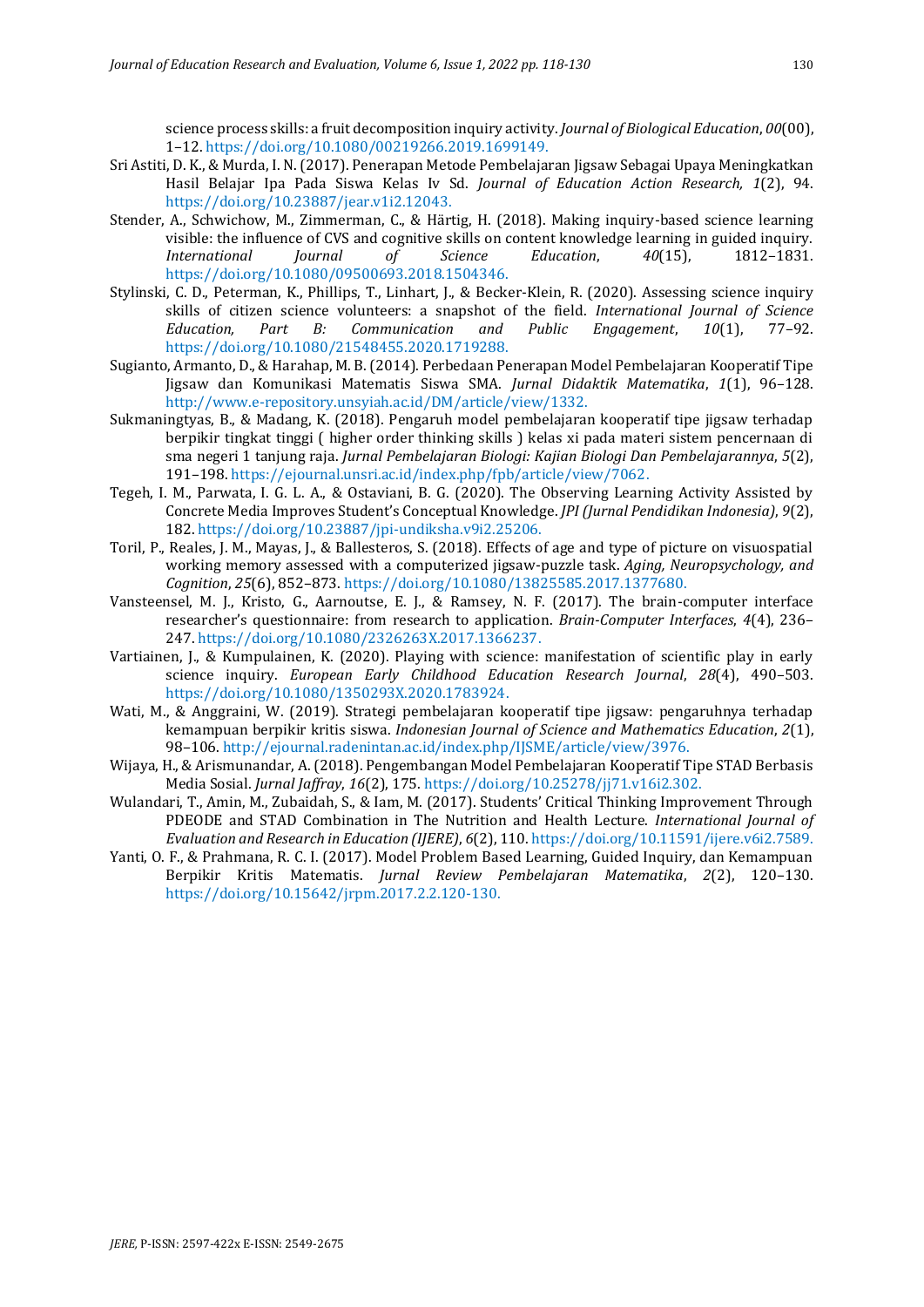science process skills: a fruit decomposition inquiry activity. *Journal of Biological Education*, *00*(00), 1–12. https://doi.org/10.1080/00219266.2019.1699149.

Sri Astiti, D. K., & Murda, I. N. (2017). Penerapan Metode Pembelajaran Jigsaw Sebagai Upaya Meningkatkan Hasil Belajar Ipa Pada Siswa Kelas Iv Sd. *Journal of Education Action Research, 1*(2), 94. https://doi.org/10.23887/jear.v1i2.12043.

Stender, A., Schwichow, M., Zimmerman, C., & Härtig, H. (2018). Making inquiry-based science learning visible: the influence of CVS and cognitive skills on content knowledge learning in guided inquiry. *International Journal of Science Education*, *40*(15), 1812–1831. https://doi.org/10.1080/09500693.2018.1504346.

Stylinski, C. D., Peterman, K., Phillips, T., Linhart, J., & Becker-Klein, R. (2020). Assessing science inquiry skills of citizen science volunteers: a snapshot of the field. *International Journal of Science Education, Part B: Communication and Public Engagement*, *10*(1), 77–92. https://doi.org/10.1080/21548455.2020.1719288.

Sugianto, Armanto, D., & Harahap, M. B. (2014). Perbedaan Penerapan Model Pembelajaran Kooperatif Tipe Jigsaw dan Komunikasi Matematis Siswa SMA. *Jurnal Didaktik Matematika*, *1*(1), 96–128. http://www.e-repository.unsyiah.ac.id/DM/article/view/1332.

Sukmaningtyas, B., & Madang, K. (2018). Pengaruh model pembelajaran kooperatif tipe jigsaw terhadap berpikir tingkat tinggi ( higher order thinking skills ) kelas xi pada materi sistem pencernaan di sma negeri 1 tanjung raja. *Jurnal Pembelajaran Biologi: Kajian Biologi Dan Pembelajarannya*, *5*(2), 191–198. https://ejournal.unsri.ac.id/index.php/fpb/article/view/7062.

Tegeh, I. M., Parwata, I. G. L. A., & Ostaviani, B. G. (2020). The Observing Learning Activity Assisted by Concrete Media Improves Student's Conceptual Knowledge. *JPI (Jurnal Pendidikan Indonesia)*, *9*(2), 182. https://doi.org/10.23887/jpi-undiksha.v9i2.25206.

Toril, P., Reales, J. M., Mayas, J., & Ballesteros, S. (2018). Effects of age and type of picture on visuospatial working memory assessed with a computerized jigsaw-puzzle task. *Aging, Neuropsychology, and Cognition*, *25*(6), 852–873. https://doi.org/10.1080/13825585.2017.1377680.

Vansteensel, M. J., Kristo, G., Aarnoutse, E. J., & Ramsey, N. F. (2017). The brain-computer interface researcher's questionnaire: from research to application. *Brain-Computer Interfaces*, *4*(4), 236–247. https://doi.org/10.1080/2326263X.2017.1366237.

Vartiainen, J., & Kumpulainen, K. (2020). Playing with science: manifestation of scientific play in early science inquiry. *European Early Childhood Education Research Journal*, *28*(4), 490–503. https://doi.org/10.1080/1350293X.2020.1783924.

Wati, M., & Anggraini, W. (2019). Strategi pembelajaran kooperatif tipe jigsaw: pengaruhnya terhadap kemampuan berpikir kritis siswa. *Indonesian Journal of Science and Mathematics Education*, *2*(1), 98–106. http://ejournal.radenintan.ac.id/index.php/IJSME/article/view/3976.

Wijaya, H., & Arismunandar, A. (2018). Pengembangan Model Pembelajaran Kooperatif Tipe STAD Berbasis Media Sosial. *Jurnal Jaffray*, *16*(2), 175. https://doi.org/10.25278/jj71.v16i2.302.

Wulandari, T., Amin, M., Zubaidah, S., & Iam, M. (2017). Students' Critical Thinking Improvement Through PDEODE and STAD Combination in The Nutrition and Health Lecture. *International Journal of Evaluation and Research in Education (IJERE)*, *6*(2), 110. https://doi.org/10.11591/ijere.v6i2.7589.

Yanti, O. F., & Prahmana, R. C. I. (2017). Model Problem Based Learning, Guided Inquiry, dan Kemampuan Berpikir Kritis Matematis. *Jurnal Review Pembelajaran Matematika*, *2*(2), 120–130. https://doi.org/10.15642/jrpm.2017.2.2.120-130.